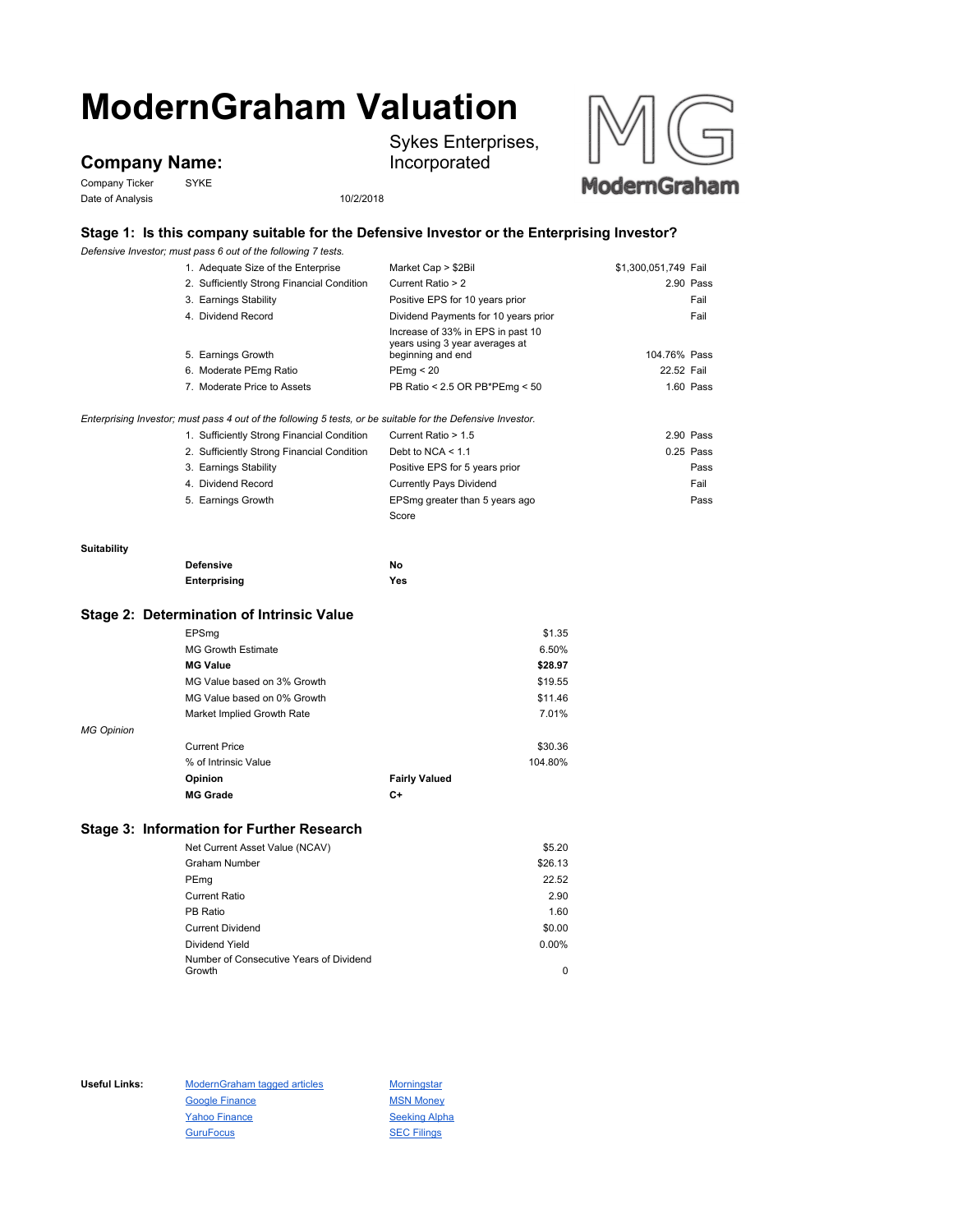# ModernGraham Valuation

## Company Name:

Sykes Enterprises, Incorporated

Company Ticker SYKE

Date of Analysis 10/2/2018

### Stage 1: Is this company suitable for the Defensive Investor or the Enterprising Investor?

*Defensive Investor; must pass 6 out of the following 7 tests.*

| | | | |
|---|---|---|---|
| 1. Adequate Size of the Enterprise | Market Cap > $2Bil | $1,300,051,749 | Fail |
| 2. Sufficiently Strong Financial Condition | Current Ratio > 2 | 2.90 | Pass |
| 3. Earnings Stability | Positive EPS for 10 years prior | | Fail |
| 4. Dividend Record | Dividend Payments for 10 years prior | | Fail |
| 5. Earnings Growth | Increase of 33% in EPS in past 10 years using 3 year averages at beginning and end | 104.76% | Pass |
| 6. Moderate PEmg Ratio | PEmg < 20 | 22.52 | Fail |
| 7. Moderate Price to Assets | PB Ratio < 2.5 OR PB*PEmg < 50 | 1.60 | Pass |

*Enterprising Investor; must pass 4 out of the following 5 tests, or be suitable for the Defensive Investor.*

| | | | |
|---|---|---|---|
| 1. Sufficiently Strong Financial Condition | Current Ratio > 1.5 | 2.90 | Pass |
| 2. Sufficiently Strong Financial Condition | Debt to NCA < 1.1 | 0.25 | Pass |
| 3. Earnings Stability | Positive EPS for 5 years prior | | Pass |
| 4. Dividend Record | Currently Pays Dividend | | Fail |
| 5. Earnings Growth | EPSmg greater than 5 years ago | | Pass |
| | Score | | |

**Suitability**

| | |
|---|---|
| **Defensive** | **No** |
| **Enterprising** | **Yes** |

### Stage 2: Determination of Intrinsic Value

| | | |
|---|---|---|
| EPSmg | | $1.35 |
| MG Growth Estimate | | 6.50% |
| **MG Value** | | **$28.97** |
| MG Value based on 3% Growth | | $19.55 |
| MG Value based on 0% Growth | | $11.46 |
| Market Implied Growth Rate | | 7.01% |

*MG Opinion*

| | | |
|---|---|---|
| Current Price | | $30.36 |
| % of Intrinsic Value | | 104.80% |
| **Opinion** | **Fairly Valued** | |
| **MG Grade** | **C+** | |

### Stage 3: Information for Further Research

| | |
|---|---|
| Net Current Asset Value (NCAV) | $5.20 |
| Graham Number | $26.13 |
| PEmg | 22.52 |
| Current Ratio | 2.90 |
| PB Ratio | 1.60 |
| Current Dividend | $0.00 |
| Dividend Yield | 0.00% |
| Number of Consecutive Years of Dividend Growth | 0 |

**Useful Links:**

| | |
|---|---|
| ModernGraham tagged articles | Morningstar |
| Google Finance | MSN Money |
| Yahoo Finance | Seeking Alpha |
| GuruFocus | SEC Filings |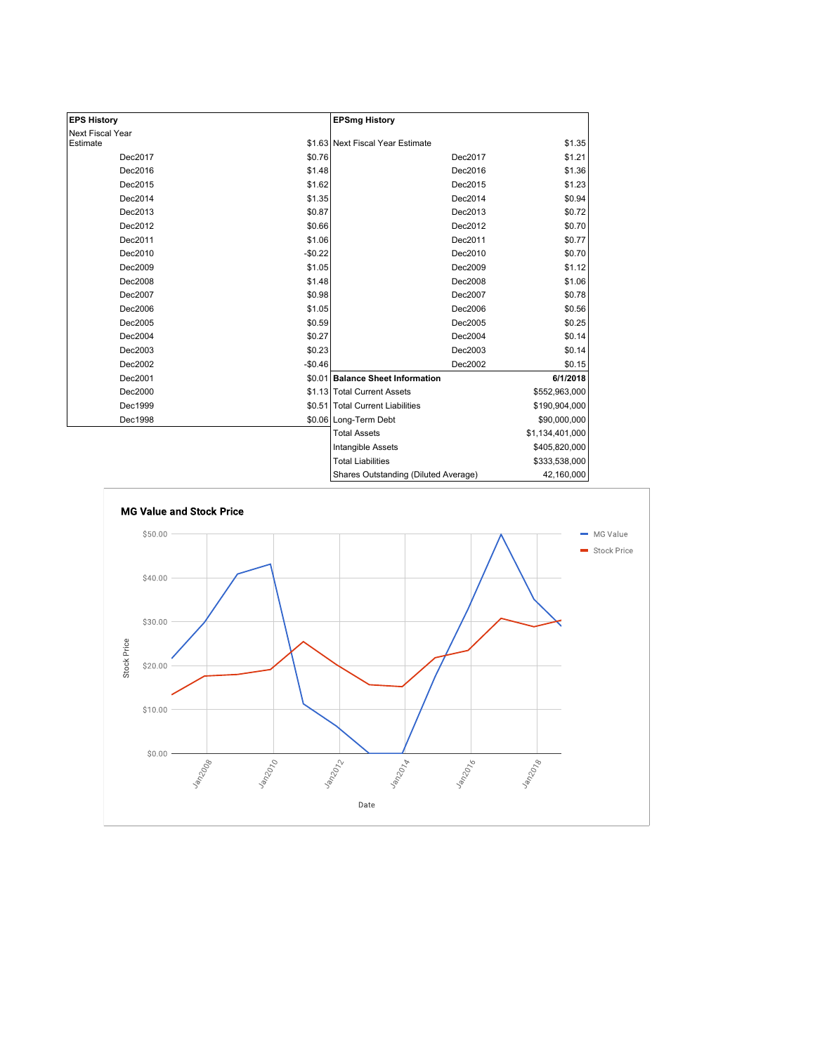| EPS History | | EPSmg History | |
|---|---|---|---|
| Next Fiscal Year Estimate | $1.63 | Next Fiscal Year Estimate | $1.35 |
| Dec2017 | $0.76 | Dec2017 | $1.21 |
| Dec2016 | $1.48 | Dec2016 | $1.36 |
| Dec2015 | $1.62 | Dec2015 | $1.23 |
| Dec2014 | $1.35 | Dec2014 | $0.94 |
| Dec2013 | $0.87 | Dec2013 | $0.72 |
| Dec2012 | $0.66 | Dec2012 | $0.70 |
| Dec2011 | $1.06 | Dec2011 | $0.77 |
| Dec2010 | -$0.22 | Dec2010 | $0.70 |
| Dec2009 | $1.05 | Dec2009 | $1.12 |
| Dec2008 | $1.48 | Dec2008 | $1.06 |
| Dec2007 | $0.98 | Dec2007 | $0.78 |
| Dec2006 | $1.05 | Dec2006 | $0.56 |
| Dec2005 | $0.59 | Dec2005 | $0.25 |
| Dec2004 | $0.27 | Dec2004 | $0.14 |
| Dec2003 | $0.23 | Dec2003 | $0.14 |
| Dec2002 | -$0.46 | Dec2002 | $0.15 |
| Dec2001 | $0.01 | **Balance Sheet Information** | **6/1/2018** |
| Dec2000 | $1.13 | Total Current Assets | $552,963,000 |
| Dec1999 | $0.51 | Total Current Liabilities | $190,904,000 |
| Dec1998 | $0.06 | Long-Term Debt | $90,000,000 |
| | | Total Assets | $1,134,401,000 |
| | | Intangible Assets | $405,820,000 |
| | | Total Liabilities | $333,538,000 |
| | | Shares Outstanding (Diluted Average) | 42,160,000 |

**MG Value and Stock Price**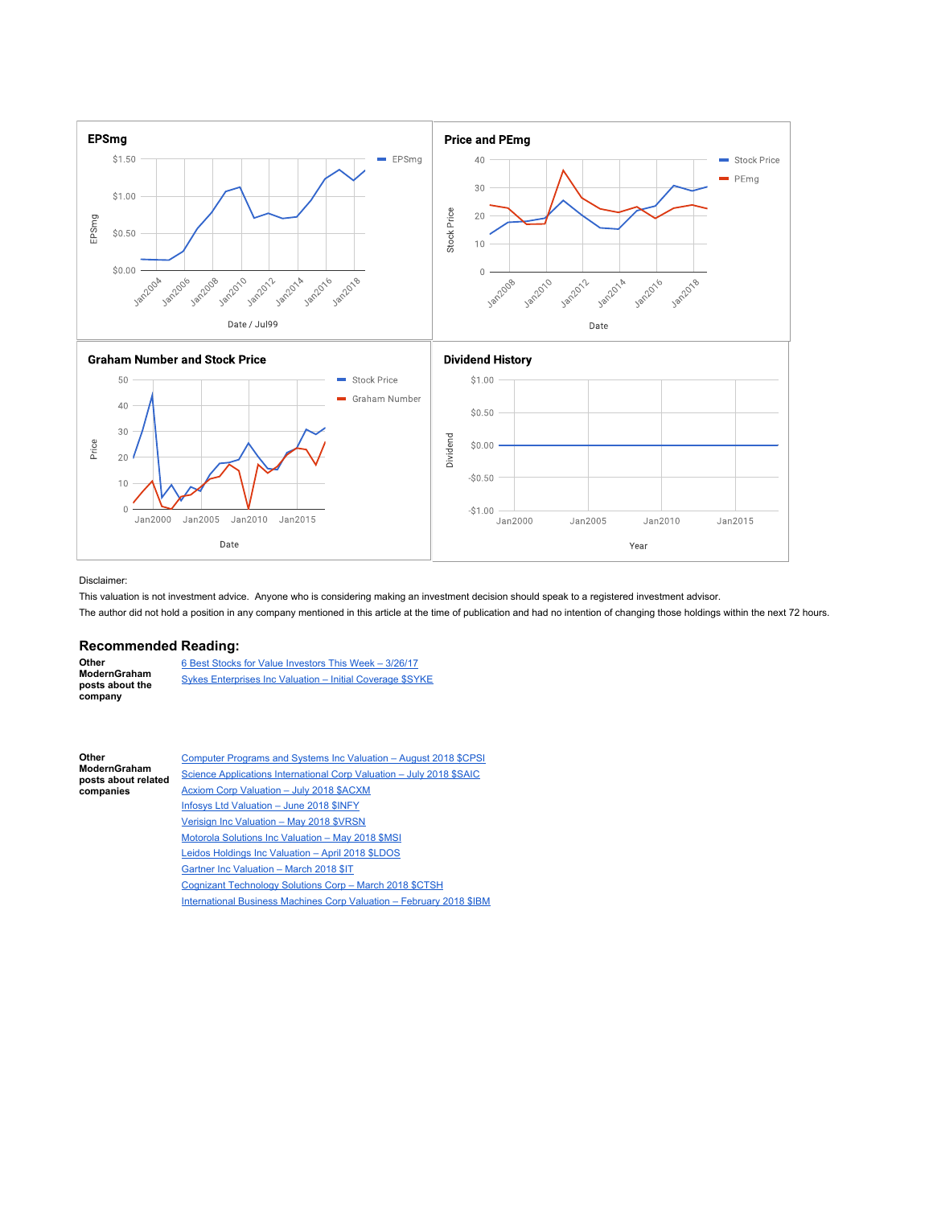**EPSmg**

$1.50
$1.00
$0.50
$0.00

EPSmg

Jan2004 Jan2006 Jan2008 Jan2010 Jan2012 Jan2014 Jan2016 Jan2018

Date / Jul99

**Price and PEmg**

40
30
20
10
0

Stock Price
PEmg

Stock Price

Jan2008 Jan2010 Jan2012 Jan2014 Jan2016 Jan2018

Date

**Graham Number and Stock Price**

50
40
30
20
10
0

Stock Price
Graham Number

Price

Jan2000 Jan2005 Jan2010 Jan2015

Date

**Dividend History**

$1.00
$0.50
$0.00
-$0.50
-$1.00

Dividend

Jan2000 Jan2005 Jan2010 Jan2015

Year

Disclaimer:

This valuation is not investment advice. Anyone who is considering making an investment decision should speak to a registered investment advisor.

The author did not hold a position in any company mentioned in this article at the time of publication and had no intention of changing those holdings within the next 72 hours.

## Recommended Reading:

**Other ModernGraham posts about the company**

- 6 Best Stocks for Value Investors This Week – 3/26/17
- Sykes Enterprises Inc Valuation – Initial Coverage $SYKE

**Other ModernGraham posts about related companies**

- Computer Programs and Systems Inc Valuation – August 2018 $CPSI
- Science Applications International Corp Valuation – July 2018 $SAIC
- Acxiom Corp Valuation – July 2018 $ACXM
- Infosys Ltd Valuation – June 2018 $INFY
- Verisign Inc Valuation – May 2018 $VRSN
- Motorola Solutions Inc Valuation – May 2018 $MSI
- Leidos Holdings Inc Valuation – April 2018 $LDOS
- Gartner Inc Valuation – March 2018 $IT
- Cognizant Technology Solutions Corp – March 2018 $CTSH
- International Business Machines Corp Valuation – February 2018 $IBM